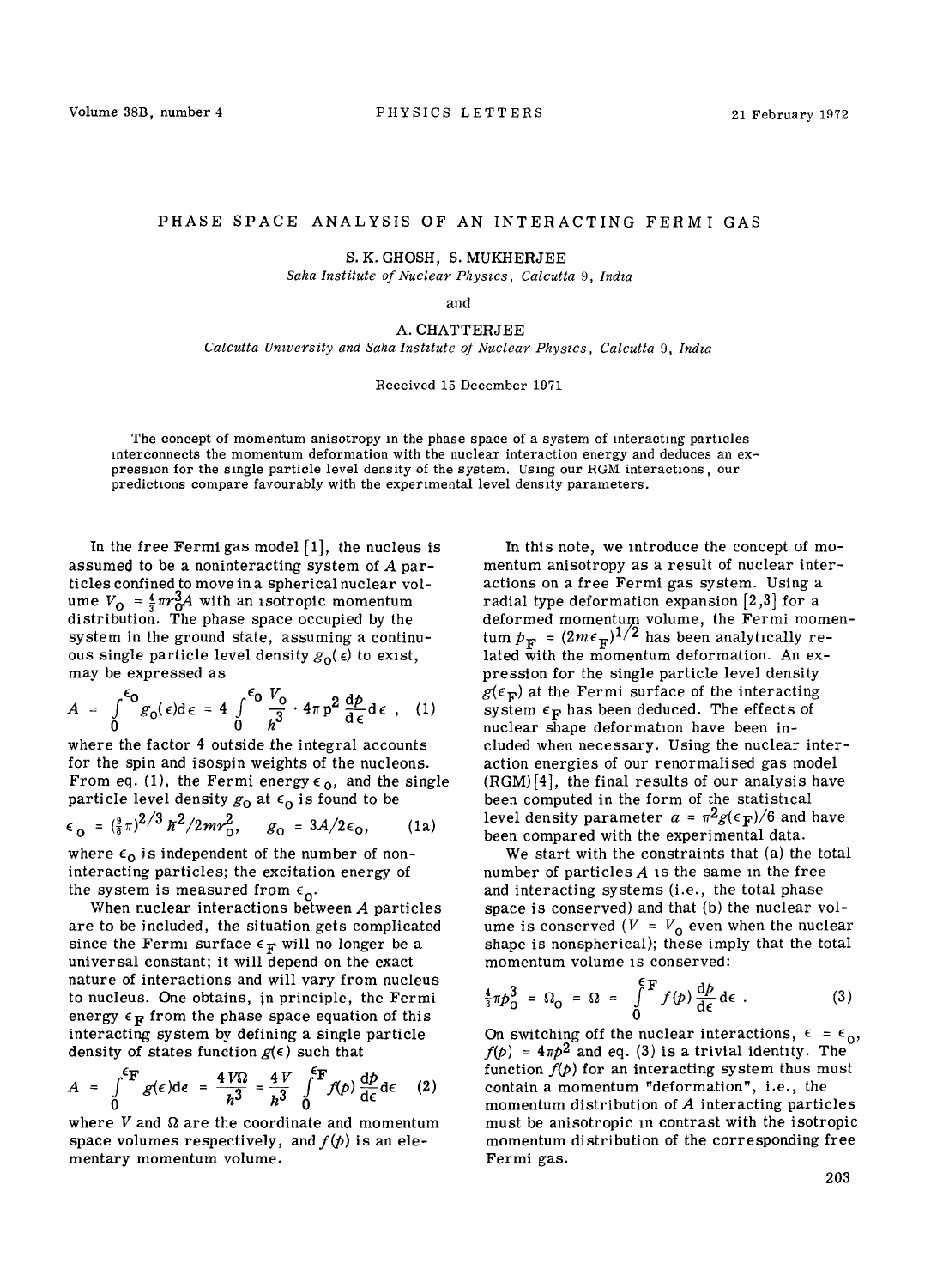# PHASE SPACE ANALYSIS OF AN INTERACTING FERMI GAS

S. K. GHOSH, S. MUKHERJEE

*Saha Institute of Nuclear Physics, Calcutta 9, India*

and

A. CHATTERJEE

*Calcutta University and Saha Institute of Nuclear Physics, Calcutta 9, India*

Received 15 December 1971

The concept of momentum anisotropy in the phase space of a system of interacting particles interconnects the momentum deformation with the nuclear interaction energy and deduces an expression for the single particle level density of the system. Using our RGM interactions, our predictions compare favourably with the experimental level density parameters.

In the free Fermi gas model [1], the nucleus is assumed to be a noninteracting system of $A$ particles confined to move in a spherical nuclear volume $V_0 = \frac{4}{3}\pi r_0^3 A$ with an isotropic momentum distribution. The phase space occupied by the system in the ground state, assuming a continuous single particle level density $g_0(\epsilon)$ to exist, may be expressed as

$$A = \int_0^{\epsilon_0} g_0(\epsilon)\mathrm{d}\epsilon = 4\int_0^{\epsilon_0} \frac{V_0}{h^3}\cdot 4\pi p^2 \frac{\mathrm{d}p}{\mathrm{d}\epsilon}\mathrm{d}\epsilon\ , \quad (1)$$

where the factor 4 outside the integral accounts for the spin and isospin weights of the nucleons. From eq. (1), the Fermi energy $\epsilon_0$, and the single particle level density $g_0$ at $\epsilon_0$ is found to be

$$\epsilon_0 = (\tfrac{9}{8}\pi)^{2/3}\hbar^2/2mr_0^2, \qquad g_0 = 3A/2\epsilon_0, \qquad (1\text{a})$$

where $\epsilon_0$ is independent of the number of noninteracting particles; the excitation energy of the system is measured from $\epsilon_0$.

When nuclear interactions between $A$ particles are to be included, the situation gets complicated since the Fermi surface $\epsilon_F$ will no longer be a universal constant; it will depend on the exact nature of interactions and will vary from nucleus to nucleus. One obtains, in principle, the Fermi energy $\epsilon_F$ from the phase space equation of this interacting system by defining a single particle density of states function $g(\epsilon)$ such that

$$A = \int_0^{\epsilon_F} g(\epsilon)\mathrm{d}\epsilon = \frac{4V\Omega}{h^3} = \frac{4V}{h^3}\int_0^{\epsilon_F} f(p)\frac{\mathrm{d}p}{\mathrm{d}\epsilon}\mathrm{d}\epsilon \quad (2)$$

where $V$ and $\Omega$ are the coordinate and momentum space volumes respectively, and $f(p)$ is an elementary momentum volume.

In this note, we introduce the concept of momentum anisotropy as a result of nuclear interactions on a free Fermi gas system. Using a radial type deformation expansion [2,3] for a deformed momentum volume, the Fermi momentum $p_F = (2m\epsilon_F)^{1/2}$ has been analytically related with the momentum deformation. An expression for the single particle level density $g(\epsilon_F)$ at the Fermi surface of the interacting system $\epsilon_F$ has been deduced. The effects of nuclear shape deformation have been included when necessary. Using the nuclear interaction energies of our renormalised gas model (RGM) [4], the final results of our analysis have been computed in the form of the statistical level density parameter $a = \pi^2 g(\epsilon_F)/6$ and have been compared with the experimental data.

We start with the constraints that (a) the total number of particles $A$ is the same in the free and interacting systems (i.e., the total phase space is conserved) and that (b) the nuclear volume is conserved ($V = V_0$ even when the nuclear shape is nonspherical); these imply that the total momentum volume is conserved:

$$\tfrac{4}{3}\pi p_0^3 = \Omega_0 = \Omega = \int_0^{\epsilon_F} f(p)\frac{\mathrm{d}p}{\mathrm{d}\epsilon}\mathrm{d}\epsilon\ . \qquad (3)$$

On switching off the nuclear interactions, $\epsilon = \epsilon_0$, $f(p) = 4\pi p^2$ and eq. (3) is a trivial identity. The function $f(p)$ for an interacting system thus must contain a momentum "deformation", i.e., the momentum distribution of $A$ interacting particles must be anisotropic in contrast with the isotropic momentum distribution of the corresponding free Fermi gas.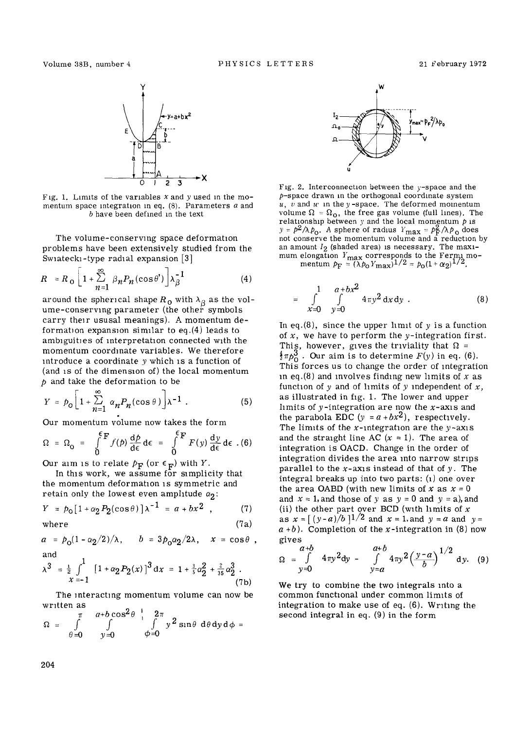Fig. 1. Limits of the variables $x$ and $y$ used in the momentum space integration in eq. (8). Parameters $a$ and $b$ have been defined in the text

The volume-conserving space deformation problems have been extensively studied from the Swiatecki-type radial expansion [3]

$$R = R_0 \left[ 1 + \sum_{n=1}^{\infty} \beta_n P_n(\cos\theta') \right] \lambda_\beta^{-1} \tag{4}$$

around the spherical shape $R_0$ with $\lambda_\beta$ as the volume-conserving parameter (the other symbols carry their ususal meanings). A momentum deformation expansion similar to eq.(4) leads to ambiguities of interpretation connected with the momentum coordinate variables. We therefore introduce a coordinate $y$ which is a function of (and is of the dimension of) the local momentum $p$ and take the deformation to be

$$Y = p_0 \left[ 1 + \sum_{n=1}^{\infty} \alpha_n P_n(\cos\theta) \right] \lambda^{-1} . \tag{5}$$

Our momentum volume now takes the form

$$\Omega = \Omega_0 = \int_0^{\epsilon_F} f(p) \frac{dp}{d\epsilon} d\epsilon = \int_0^{\epsilon_F} F(y) \frac{dy}{d\epsilon} d\epsilon . \tag{6}$$

Our aim is to relate $p_F$ (or $\epsilon_F$) with $Y$.

In this work, we assume for simplicity that the momentum deformation is symmetric and retain only the lowest even amplitude $\alpha_2$:

$$Y = p_0 [1 + \alpha_2 P_2(\cos\theta)] \lambda^{-1} = a + bx^2 , \tag{7}$$

where (7a)

$$a = p_0(1 - \alpha_2/2)/\lambda, \qquad b = 3p_0\alpha_2/2\lambda, \qquad x = \cos\theta ,$$

and

$$\lambda^3 = \tfrac{1}{2} \int_{x=-1}^{1} [1 + \alpha_2 P_2(x)]^3 dx = 1 + \tfrac{3}{5}\alpha_2^2 + \tfrac{2}{35}\alpha_2^3 . \tag{7b}$$

The interacting momentum volume can now be written as

$$\Omega = \int_{\theta=0}^{\pi} \int_{y=0}^{a+b\cos^2\theta} \int_{\phi=0}^{2\pi} y^2 \sin\theta \, d\theta \, dy \, d\phi =$$

Fig. 2. Interconnection between the $y$-space and the $p$-space drawn in the orthogonal coordinate system $u$, $v$ and $w$ in the $y$-space. The deformed momentum volume $\Omega = \Omega_0$, the free gas volume (full lines). The relationship between $y$ and the local momentum $p$ is $y = p^2/\lambda p_0$. A sphere of radius $Y_{max} = p_F^2/\lambda p_0$ does not conserve the momentum volume and a reduction by an amount $I_2$ (shaded area) is necessary. The maximum elongation $Y_{max}$ corresponds to the Fermi momentum $p_F = (\lambda p_0 Y_{max})^{1/2} = p_0(1 + \alpha_2)^{1/2}$.

$$= \int_{x=0}^{1} \int_{y=0}^{a+bx^2} 4\pi y^2 \, dx \, dy . \tag{8}$$

In eq.(8), since the upper limit of $y$ is a function of $x$, we have to perform the $y$-integration first. This, however, gives the triviality that $\Omega = \frac{4}{3}\pi p_0^3$. Our aim is to determine $F(y)$ in eq. (6). This forces us to change the order of integration in eq.(8) and involves finding new limits of $x$ as function of $y$ and of limits of $y$ independent of $x$, as illustrated in fig. 1. The lower and upper limits of $y$-integration are now the $x$-axis and the parabola EDC ($y = a + bx^2$), respectively. The limits of the $x$-integration are the $y$-axis and the straight line AC ($x = 1$). The area of integration is OACD. Change in the order of integration divides the area into narrow strips parallel to the $x$-axis instead of that of $y$. The integral breaks up into two parts: (i) one over the area OABD (with new limits of $x$ as $x = 0$ and $x = 1$, and those of $y$ as $y = 0$ and $y = a$), and (ii) the other part over BCD (with limits of $x$ as $x = [(y-a)/b]^{1/2}$ and $x = 1$, and $y = a$ and $y = a + b$). Completion of the $x$-integration in (8) now gives

$$\Omega = \int_{y=0}^{a+b} 4\pi y^2 dy - \int_{y=a}^{a+b} 4\pi y^2 \left(\frac{y-a}{b}\right)^{1/2} dy . \tag{9}$$

We try to combine the two integrals into a common functional under common limits of integration to make use of eq. (6). Writing the second integral in eq. (9) in the form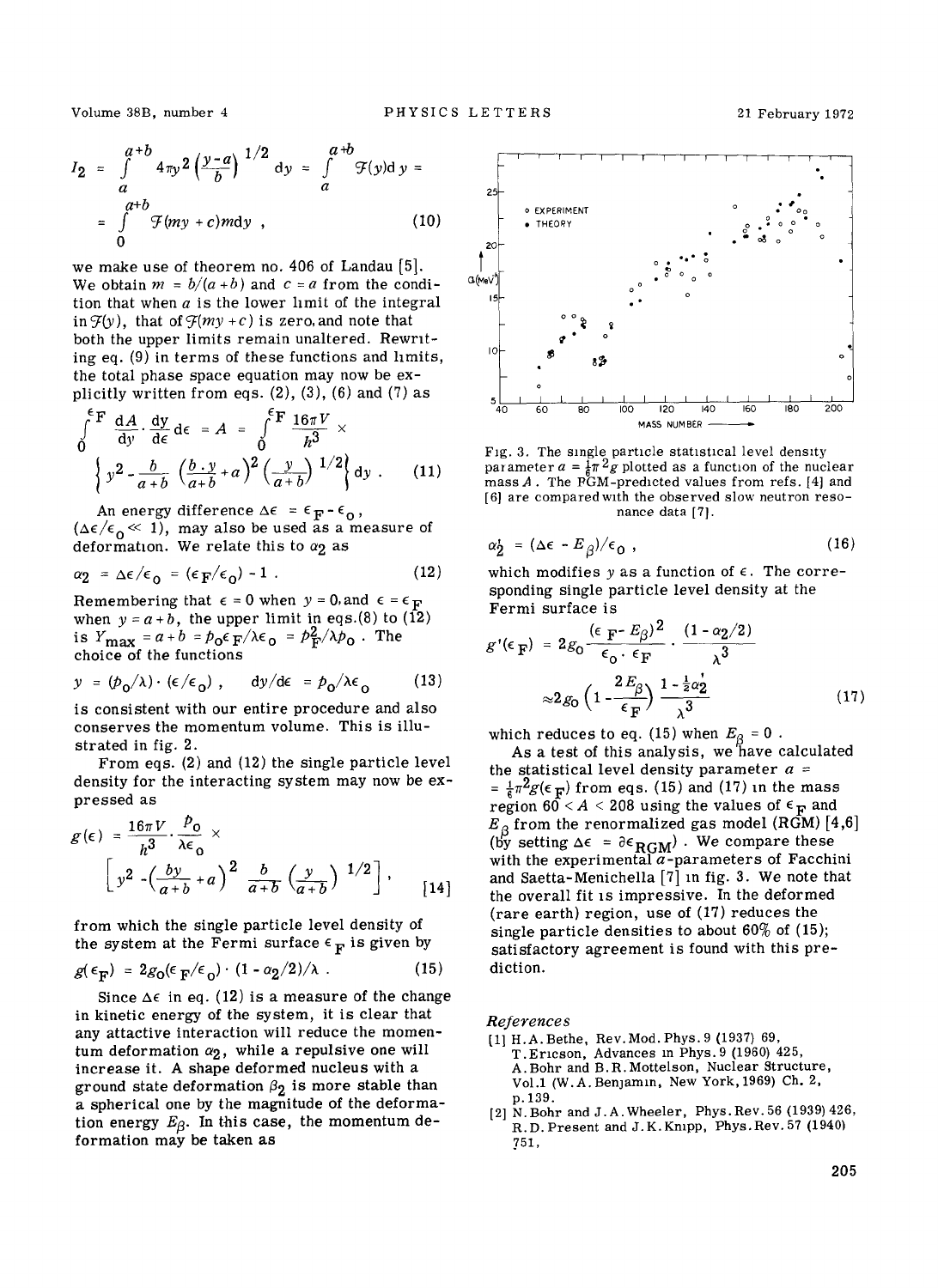$$I_2 = \int_a^{a+b} 4\pi y^2 \left(\frac{y-a}{b}\right)^{1/2} dy = \int_a^{a+b} \mathcal{F}(y) dy =$$

$$= \int_0^{a+b} \mathcal{F}(my + c) m dy \; , \tag{10}$$

we make use of theorem no. 406 of Landau [5]. We obtain $m = b/(a+b)$ and $c = a$ from the condition that when $a$ is the lower limit of the integral in $\mathcal{F}(y)$, that of $\mathcal{F}(my+c)$ is zero, and note that both the upper limits remain unaltered. Rewriting eq. (9) in terms of these functions and limits, the total phase space equation may now be explicitly written from eqs. (2), (3), (6) and (7) as

$$\int_0^{\epsilon_F} \frac{dA}{dy} \cdot \frac{dy}{d\epsilon} d\epsilon = A = \int_0^{\epsilon_F} \frac{16\pi V}{h^3} \times \left\{ y^2 - \frac{b}{a+b} \left(\frac{b \cdot y}{a+b} + a\right)^2 \left(\frac{y}{a+b}\right)^{1/2} \right\} dy \; . \tag{11}$$

An energy difference $\Delta\epsilon = \epsilon_F - \epsilon_0$, ($\Delta\epsilon/\epsilon_0 \ll 1$), may also be used as a measure of deformation. We relate this to $\alpha_2$ as

$$\alpha_2 = \Delta\epsilon/\epsilon_0 = (\epsilon_F/\epsilon_0) - 1 \; . \tag{12}$$

Remembering that $\epsilon = 0$ when $y = 0$, and $\epsilon = \epsilon_F$ when $y = a+b$, the upper limit in eqs.(8) to (12) is $Y_{max} = a+b = p_0\epsilon_F/\lambda\epsilon_0 = p_F^2/\lambda p_0$. The choice of the functions

$$y = (p_0/\lambda) \cdot (\epsilon/\epsilon_0) \; , \quad dy/d\epsilon = p_0/\lambda\epsilon_0 \tag{13}$$

is consistent with our entire procedure and also conserves the momentum volume. This is illustrated in fig. 2.

From eqs. (2) and (12) the single particle level density for the interacting system may now be expressed as

$$g(\epsilon) = \frac{16\pi V}{h^3} \cdot \frac{p_0}{\lambda\epsilon_0} \times \left[ y^2 - \left(\frac{by}{a+b} + a\right)^2 \frac{b}{a+b} \left(\frac{y}{a+b}\right)^{1/2} \right] , \tag{14}$$

from which the single particle level density of the system at the Fermi surface $\epsilon_F$ is given by

$$g(\epsilon_F) = 2g_0(\epsilon_F/\epsilon_0) \cdot (1 - \alpha_2/2)/\lambda \; . \tag{15}$$

Since $\Delta\epsilon$ in eq. (12) is a measure of the change in kinetic energy of the system, it is clear that any attractive interaction will reduce the momentum deformation $\alpha_2$, while a repulsive one will increase it. A shape deformed nucleus with a ground state deformation $\beta_2$ is more stable than a spherical one by the magnitude of the deformation energy $E_\beta$. In this case, the momentum deformation may be taken as

Fig. 3. The single particle statistical level density parameter $a = \frac{1}{6}\pi^2 g$ plotted as a function of the nuclear mass $A$. The PGM-predicted values from refs. [4] and [6] are compared with the observed slow neutron resonance data [7].

$$\alpha_2' = (\Delta\epsilon - E_\beta)/\epsilon_0 \; , \tag{16}$$

which modifies $y$ as a function of $\epsilon$. The corresponding single particle level density at the Fermi surface is

$$g'(\epsilon_F) = 2g_0 \frac{(\epsilon_F - E_\beta)^2}{\epsilon_0 \cdot \epsilon_F} \cdot \frac{(1 - \alpha_2/2)}{\lambda^3}$$

$$\approx 2g_0 \left(1 - \frac{2E_\beta}{\epsilon_F}\right) \frac{1 - \frac{1}{2}\alpha_2'}{\lambda^3} \tag{17}$$

which reduces to eq. (15) when $E_\beta = 0$.

As a test of this analysis, we have calculated the statistical level density parameter $a = \frac{1}{6}\pi^2 g(\epsilon_F)$ from eqs. (15) and (17) in the mass region $60 < A < 208$ using the values of $\epsilon_F$ and $E_\beta$ from the renormalized gas model (RGM) [4,6] (by setting $\Delta\epsilon = \partial\epsilon_{RGM}$). We compare these with the experimental $a$-parameters of Facchini and Saetta-Menichella [7] in fig. 3. We note that the overall fit is impressive. In the deformed (rare earth) region, use of (17) reduces the single particle densities to about 60% of (15); satisfactory agreement is found with this prediction.

## References

[1] H.A. Bethe, Rev. Mod. Phys. 9 (1937) 69, T. Ericson, Advances in Phys. 9 (1960) 425, A. Bohr and B.R. Mottelson, Nuclear Structure, Vol.1 (W.A. Benjamin, New York, 1969) Ch. 2, p.139.

[2] N. Bohr and J.A. Wheeler, Phys. Rev. 56 (1939) 426, R.D. Present and J.K. Knipp, Phys. Rev. 57 (1940) 751,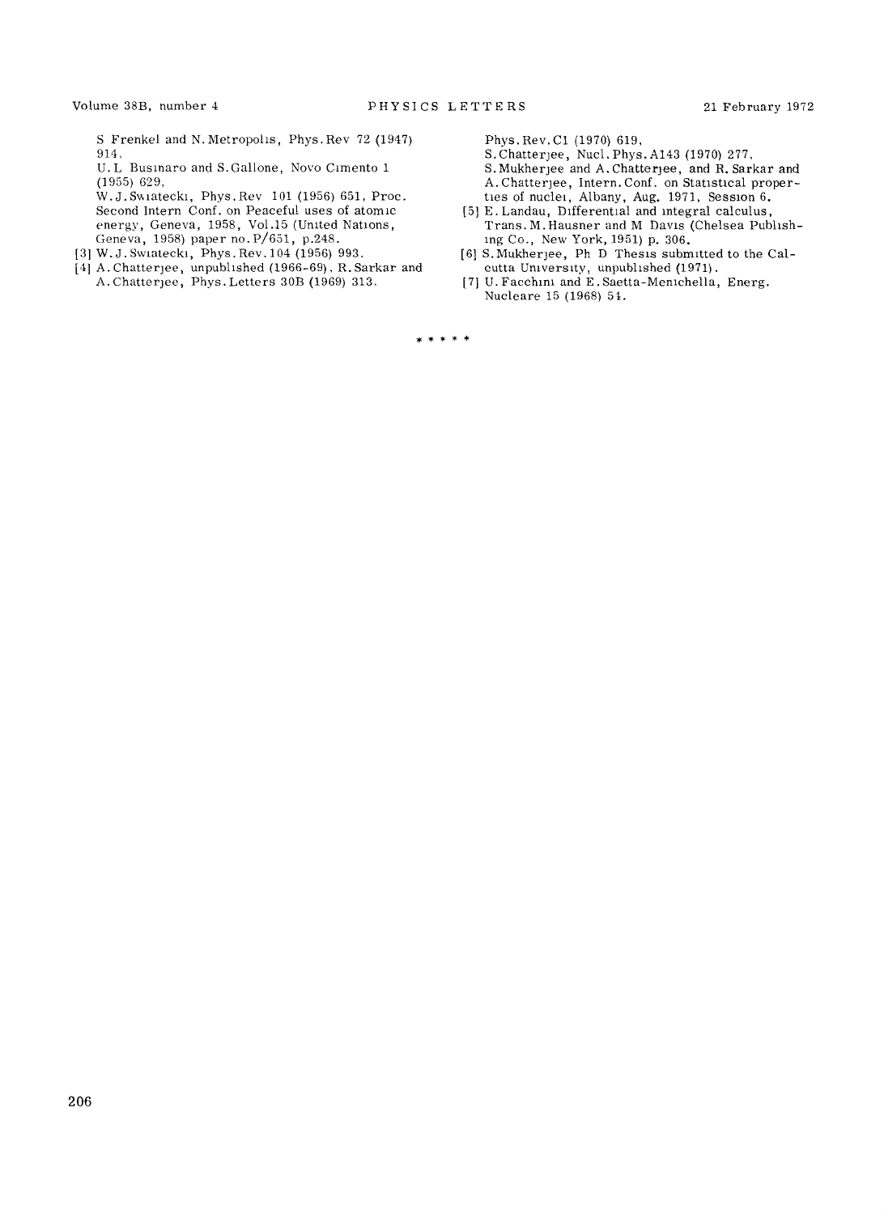S Frenkel and N. Metropolis, Phys. Rev 72 (1947) 914.
U. L Businaro and S. Gallone, Novo Cimento 1 (1955) 629,
W. J. Swiatecki, Phys. Rev 101 (1956) 651, Proc. Second Intern Conf. on Peaceful uses of atomic energy, Geneva, 1958, Vol.15 (United Nations, Geneva, 1958) paper no. P/651, p.248.

[3] W. J. Swiatecki, Phys. Rev. 104 (1956) 993.

[4] A. Chatterjee, unpublished (1966-69), R. Sarkar and A. Chatterjee, Phys. Letters 30B (1969) 313. Phys. Rev. C1 (1970) 619,
S. Chatterjee, Nucl. Phys. A143 (1970) 277,
S. Mukherjee and A. Chatterjee, and R. Sarkar and A. Chatterjee, Intern. Conf. on Statistical properties of nuclei, Albany, Aug. 1971, Session 6.

[5] E. Landau, Differential and integral calculus, Trans. M. Hausner and M Davis (Chelsea Publishing Co., New York, 1951) p. 306.

[6] S. Mukherjee, Ph D Thesis submitted to the Calcutta University, unpublished (1971).

[7] U. Facchini and E. Saetta-Menichella, Energ. Nucleare 15 (1968) 54.

* * * * *